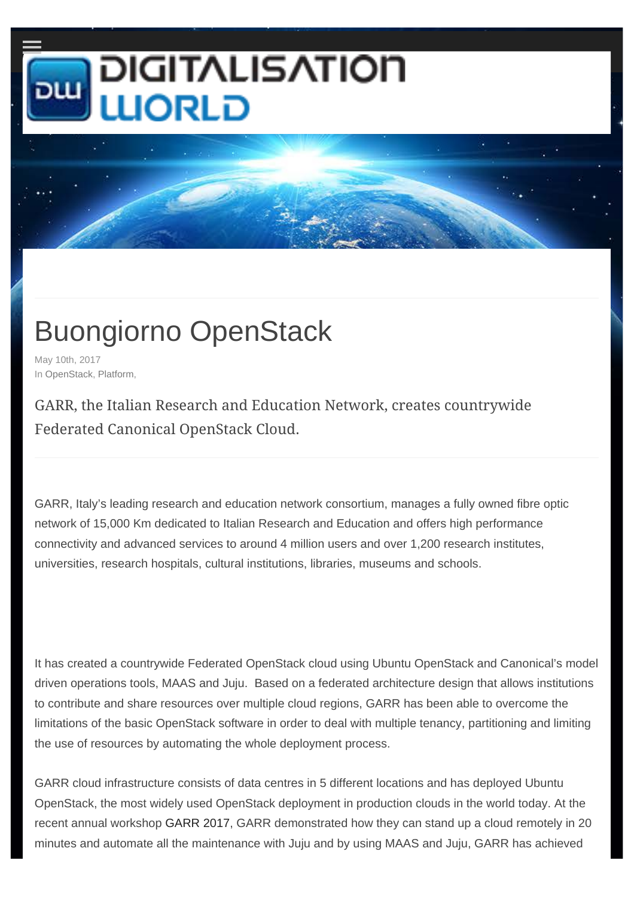DIGITALISATION WORLD

# Buongiorno OpenStack

May 10th, 2017
In OpenStack, Platform,

GARR, the Italian Research and Education Network, creates countrywide Federated Canonical OpenStack Cloud.

GARR, Italy's leading research and education network consortium, manages a fully owned fibre optic network of 15,000 Km dedicated to Italian Research and Education and offers high performance connectivity and advanced services to around 4 million users and over 1,200 research institutes, universities, research hospitals, cultural institutions, libraries, museums and schools.

It has created a countrywide Federated OpenStack cloud using Ubuntu OpenStack and Canonical's model driven operations tools, MAAS and Juju. Based on a federated architecture design that allows institutions to contribute and share resources over multiple cloud regions, GARR has been able to overcome the limitations of the basic OpenStack software in order to deal with multiple tenancy, partitioning and limiting the use of resources by automating the whole deployment process.

GARR cloud infrastructure consists of data centres in 5 different locations and has deployed Ubuntu OpenStack, the most widely used OpenStack deployment in production clouds in the world today. At the recent annual workshop GARR 2017, GARR demonstrated how they can stand up a cloud remotely in 20 minutes and automate all the maintenance with Juju and by using MAAS and Juju, GARR has achieved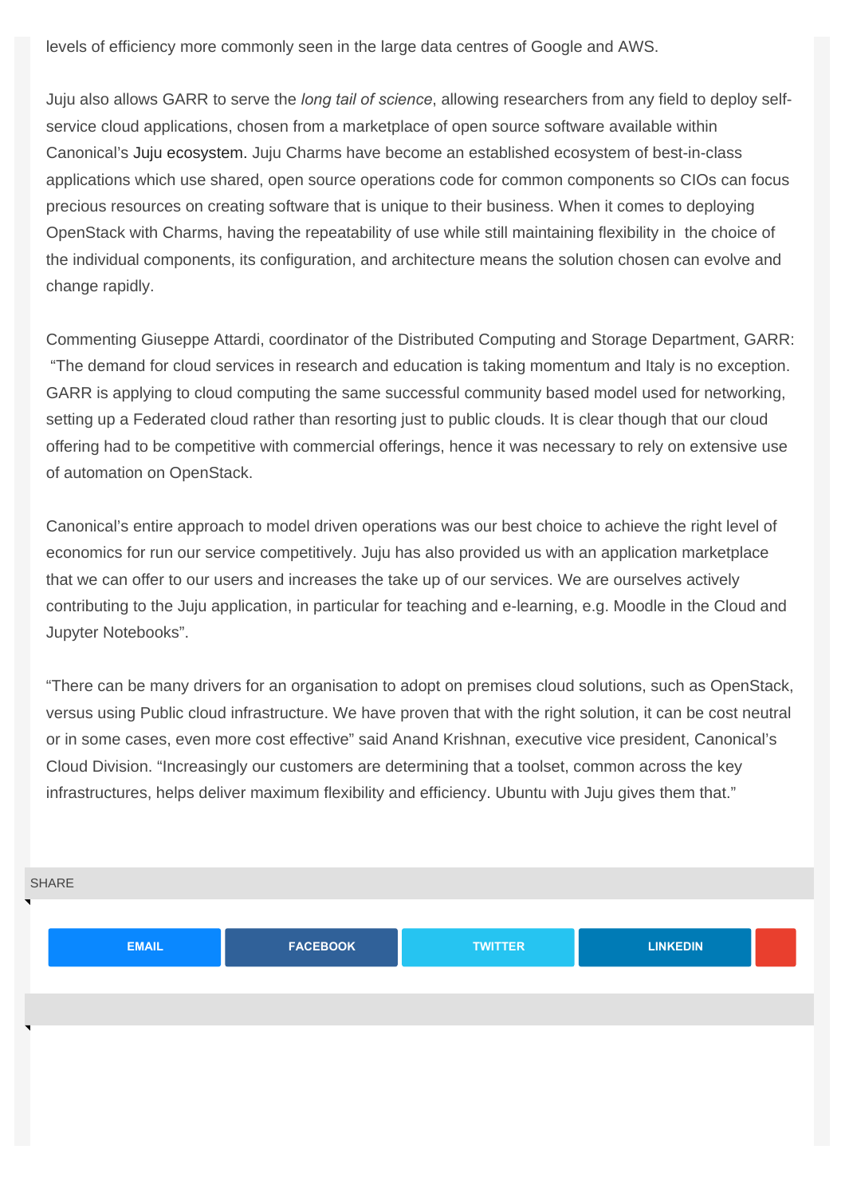levels of efficiency more commonly seen in the large data centres of Google and AWS.

Juju also allows GARR to serve the *long tail of science*, allowing researchers from any field to deploy self-service cloud applications, chosen from a marketplace of open source software available within Canonical's Juju ecosystem. Juju Charms have become an established ecosystem of best-in-class applications which use shared, open source operations code for common components so CIOs can focus precious resources on creating software that is unique to their business. When it comes to deploying OpenStack with Charms, having the repeatability of use while still maintaining flexibility in the choice of the individual components, its configuration, and architecture means the solution chosen can evolve and change rapidly.

Commenting Giuseppe Attardi, coordinator of the Distributed Computing and Storage Department, GARR: "The demand for cloud services in research and education is taking momentum and Italy is no exception. GARR is applying to cloud computing the same successful community based model used for networking, setting up a Federated cloud rather than resorting just to public clouds. It is clear though that our cloud offering had to be competitive with commercial offerings, hence it was necessary to rely on extensive use of automation on OpenStack.

Canonical's entire approach to model driven operations was our best choice to achieve the right level of economics for run our service competitively. Juju has also provided us with an application marketplace that we can offer to our users and increases the take up of our services. We are ourselves actively contributing to the Juju application, in particular for teaching and e-learning, e.g. Moodle in the Cloud and Jupyter Notebooks".

"There can be many drivers for an organisation to adopt on premises cloud solutions, such as OpenStack, versus using Public cloud infrastructure. We have proven that with the right solution, it can be cost neutral or in some cases, even more cost effective" said Anand Krishnan, executive vice president, Canonical's Cloud Division. "Increasingly our customers are determining that a toolset, common across the key infrastructures, helps deliver maximum flexibility and efficiency. Ubuntu with Juju gives them that."

SHARE

EMAIL FACEBOOK TWITTER LINKEDIN